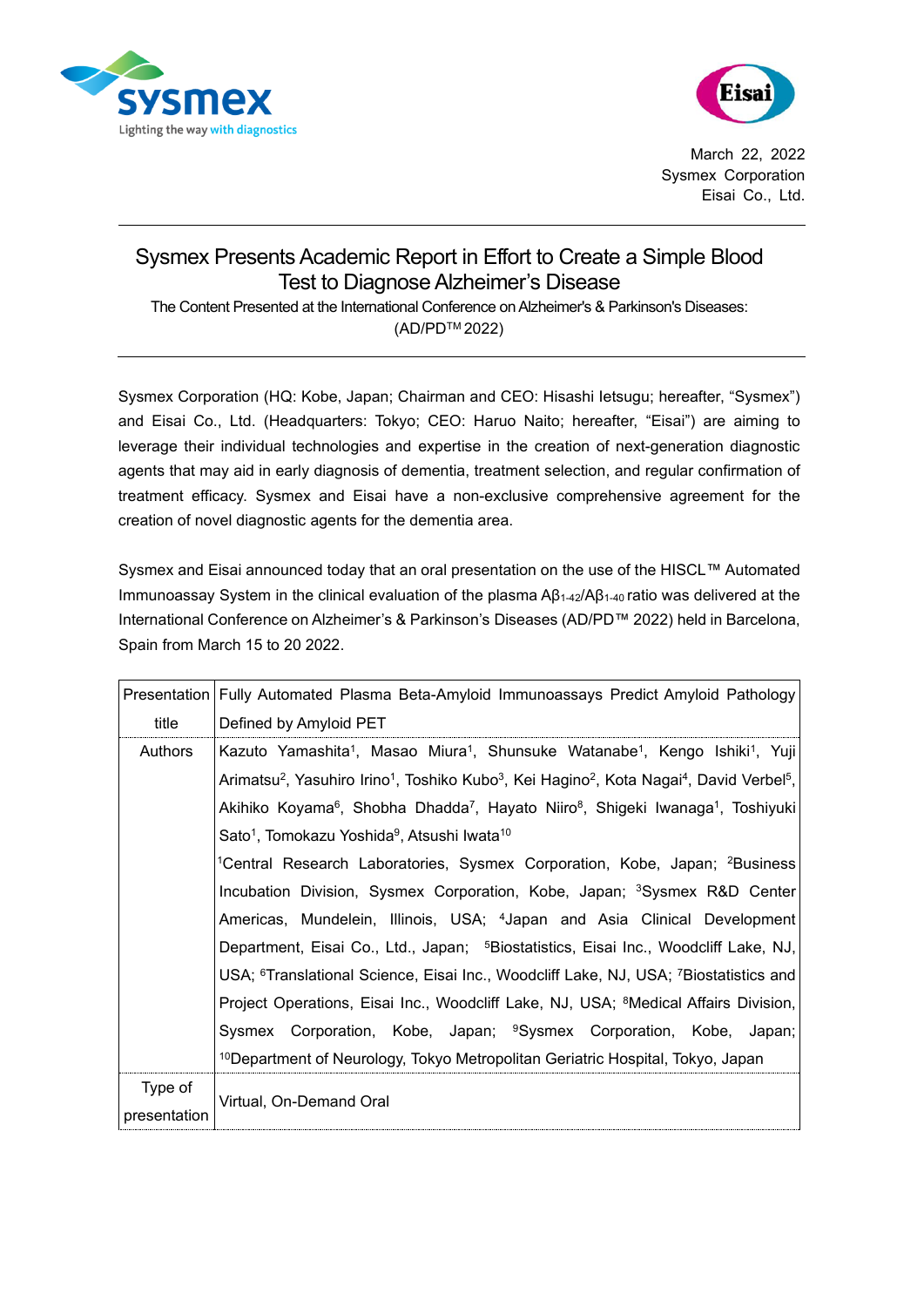March 22, 2022
Sysmex Corporation
Eisai Co., Ltd.

# Sysmex Presents Academic Report in Effort to Create a Simple Blood Test to Diagnose Alzheimer's Disease

The Content Presented at the International Conference on Alzheimer's & Parkinson's Diseases: (AD/PD™ 2022)

Sysmex Corporation (HQ: Kobe, Japan; Chairman and CEO: Hisashi Ietsugu; hereafter, "Sysmex") and Eisai Co., Ltd. (Headquarters: Tokyo; CEO: Haruo Naito; hereafter, "Eisai") are aiming to leverage their individual technologies and expertise in the creation of next-generation diagnostic agents that may aid in early diagnosis of dementia, treatment selection, and regular confirmation of treatment efficacy. Sysmex and Eisai have a non-exclusive comprehensive agreement for the creation of novel diagnostic agents for the dementia area.

Sysmex and Eisai announced today that an oral presentation on the use of the HISCL™ Automated Immunoassay System in the clinical evaluation of the plasma $A\beta_{1-42}/A\beta_{1-40}$ ratio was delivered at the International Conference on Alzheimer's & Parkinson's Diseases (AD/PD™ 2022) held in Barcelona, Spain from March 15 to 20 2022.

| | |
|---|---|
| Presentation title | Fully Automated Plasma Beta-Amyloid Immunoassays Predict Amyloid Pathology Defined by Amyloid PET |
| Authors | Kazuto Yamashita[1], Masao Miura[1], Shunsuke Watanabe[1], Kengo Ishiki[1], Yuji Arimatsu[2], Yasuhiro Irino[1], Toshiko Kubo[3], Kei Hagino[2], Kota Nagai[4], David Verbel[5], Akihiko Koyama[6], Shobha Dhadda[7], Hayato Niiro[8], Shigeki Iwanaga[1], Toshiyuki Sato[1], Tomokazu Yoshida[9], Atsushi Iwata[10]<br>[1]Central Research Laboratories, Sysmex Corporation, Kobe, Japan; [2]Business Incubation Division, Sysmex Corporation, Kobe, Japan; [3]Sysmex R&D Center Americas, Mundelein, Illinois, USA; [4]Japan and Asia Clinical Development Department, Eisai Co., Ltd., Japan; [5]Biostatistics, Eisai Inc., Woodcliff Lake, NJ, USA; [6]Translational Science, Eisai Inc., Woodcliff Lake, NJ, USA; [7]Biostatistics and Project Operations, Eisai Inc., Woodcliff Lake, NJ, USA; [8]Medical Affairs Division, Sysmex Corporation, Kobe, Japan; [9]Sysmex Corporation, Kobe, Japan; [10]Department of Neurology, Tokyo Metropolitan Geriatric Hospital, Tokyo, Japan |
| Type of presentation | Virtual, On-Demand Oral |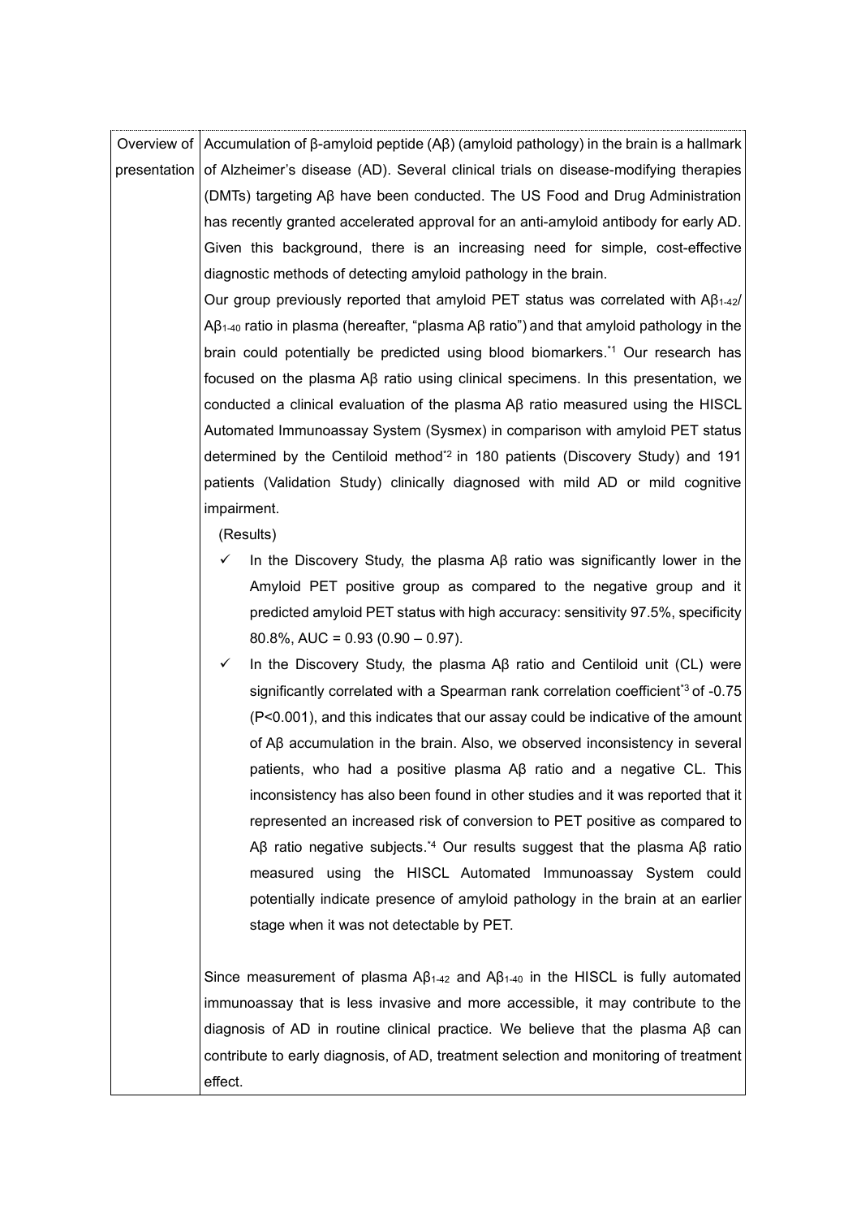| Overview of presentation | Accumulation of β-amyloid peptide (Aβ) (amyloid pathology) in the brain is a hallmark of Alzheimer's disease (AD). Several clinical trials on disease-modifying therapies (DMTs) targeting Aβ have been conducted. The US Food and Drug Administration has recently granted accelerated approval for an anti-amyloid antibody for early AD. Given this background, there is an increasing need for simple, cost-effective diagnostic methods of detecting amyloid pathology in the brain.<br>Our group previously reported that amyloid PET status was correlated with $A\beta_{1\text{-}42}$/ $A\beta_{1\text{-}40}$ ratio in plasma (hereafter, "plasma Aβ ratio") and that amyloid pathology in the brain could potentially be predicted using blood biomarkers.[*1] Our research has focused on the plasma Aβ ratio using clinical specimens. In this presentation, we conducted a clinical evaluation of the plasma Aβ ratio measured using the HISCL Automated Immunoassay System (Sysmex) in comparison with amyloid PET status determined by the Centiloid method[*2] in 180 patients (Discovery Study) and 191 patients (Validation Study) clinically diagnosed with mild AD or mild cognitive impairment.<br>(Results)<br>✓ In the Discovery Study, the plasma Aβ ratio was significantly lower in the Amyloid PET positive group as compared to the negative group and it predicted amyloid PET status with high accuracy: sensitivity 97.5%, specificity 80.8%, AUC = 0.93 (0.90 – 0.97).<br>✓ In the Discovery Study, the plasma Aβ ratio and Centiloid unit (CL) were significantly correlated with a Spearman rank correlation coefficient[*3] of -0.75 ($P<0.001$), and this indicates that our assay could be indicative of the amount of Aβ accumulation in the brain. Also, we observed inconsistency in several patients, who had a positive plasma Aβ ratio and a negative CL. This inconsistency has also been found in other studies and it was reported that it represented an increased risk of conversion to PET positive as compared to Aβ ratio negative subjects.[*4] Our results suggest that the plasma Aβ ratio measured using the HISCL Automated Immunoassay System could potentially indicate presence of amyloid pathology in the brain at an earlier stage when it was not detectable by PET.<br><br>Since measurement of plasma $A\beta_{1\text{-}42}$ and $A\beta_{1\text{-}40}$ in the HISCL is fully automated immunoassay that is less invasive and more accessible, it may contribute to the diagnosis of AD in routine clinical practice. We believe that the plasma Aβ can contribute to early diagnosis, of AD, treatment selection and monitoring of treatment effect. |
|---|---|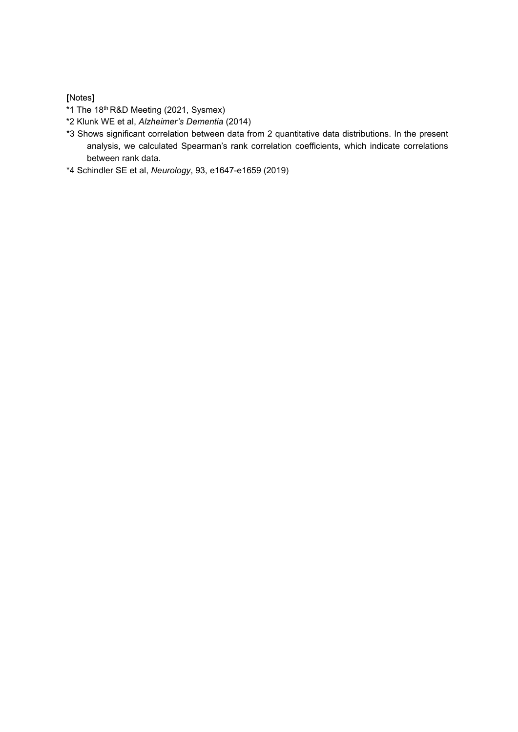**[**Notes**]**

*1 The 18th R&D Meeting (2021, Sysmex)

*2 Klunk WE et al, *Alzheimer's Dementia* (2014)

*3 Shows significant correlation between data from 2 quantitative data distributions. In the present analysis, we calculated Spearman's rank correlation coefficients, which indicate correlations between rank data.

*4 Schindler SE et al, *Neurology*, 93, e1647-e1659 (2019)